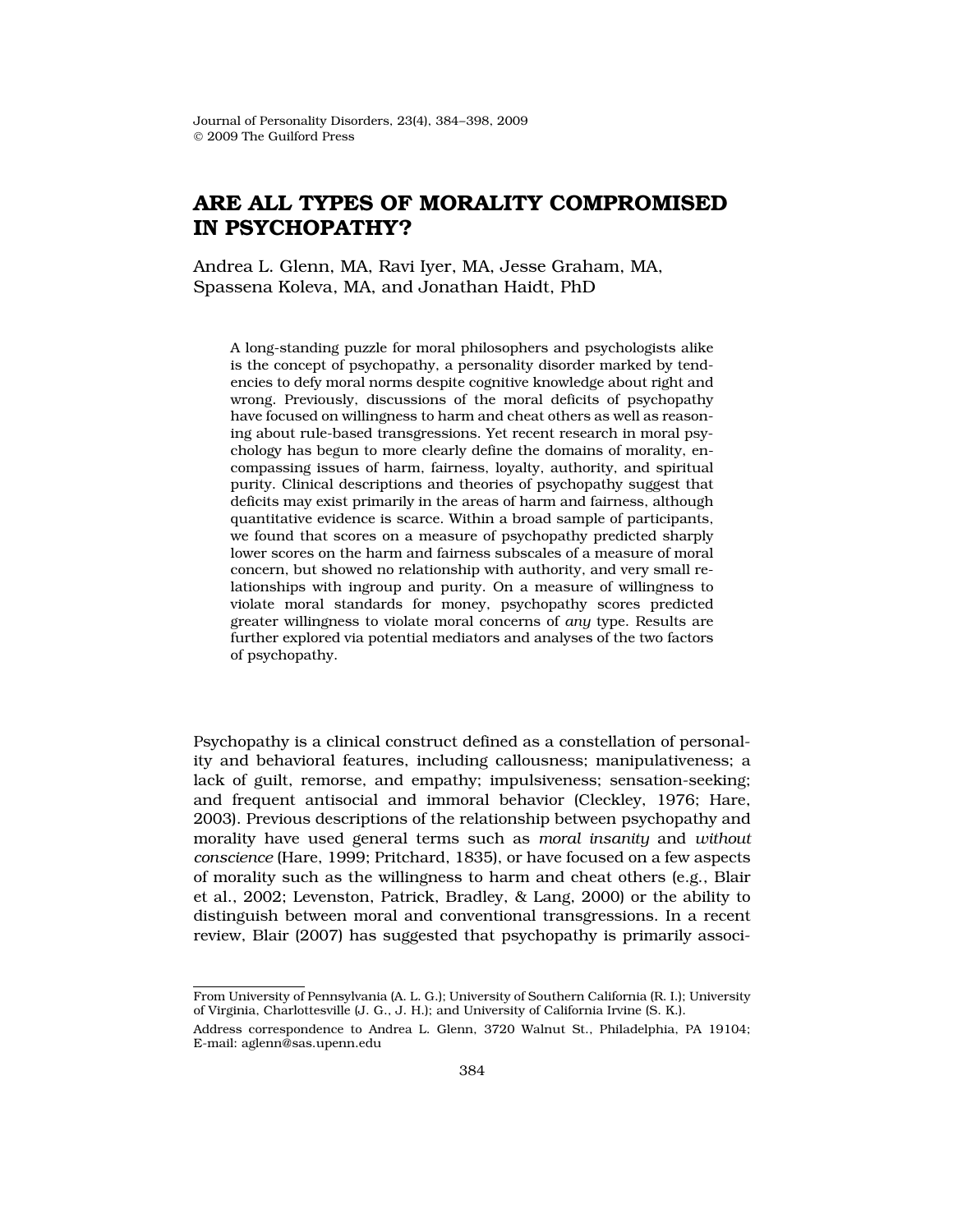# ARE ALL TYPES OF MORALITY COMPROMISED IN PSYCHOPATHY?

Andrea L. Glenn, MA, Ravi Iyer, MA, Jesse Graham, MA, Spassena Koleva, MA, and Jonathan Haidt, PhD

A long-standing puzzle for moral philosophers and psychologists alike is the concept of psychopathy, a personality disorder marked by tendencies to defy moral norms despite cognitive knowledge about right and wrong. Previously, discussions of the moral deficits of psychopathy have focused on willingness to harm and cheat others as well as reasoning about rule-based transgressions. Yet recent research in moral psychology has begun to more clearly define the domains of morality, encompassing issues of harm, fairness, loyalty, authority, and spiritual purity. Clinical descriptions and theories of psychopathy suggest that deficits may exist primarily in the areas of harm and fairness, although quantitative evidence is scarce. Within a broad sample of participants, we found that scores on a measure of psychopathy predicted sharply lower scores on the harm and fairness subscales of a measure of moral concern, but showed no relationship with authority, and very small relationships with ingroup and purity. On a measure of willingness to violate moral standards for money, psychopathy scores predicted greater willingness to violate moral concerns of *any* type. Results are further explored via potential mediators and analyses of the two factors of psychopathy.

Psychopathy is a clinical construct defined as a constellation of personality and behavioral features, including callousness; manipulativeness; a lack of guilt, remorse, and empathy; impulsiveness; sensation-seeking; and frequent antisocial and immoral behavior (Cleckley, 1976; Hare, 2003). Previous descriptions of the relationship between psychopathy and morality have used general terms such as *moral insanity* and *without conscience* (Hare, 1999; Pritchard, 1835), or have focused on a few aspects of morality such as the willingness to harm and cheat others (e.g., Blair et al., 2002; Levenston, Patrick, Bradley, & Lang, 2000) or the ability to distinguish between moral and conventional transgressions. In a recent review, Blair (2007) has suggested that psychopathy is primarily associ-

---

From University of Pennsylvania (A. L. G.); University of Southern California (R. I.); University of Virginia, Charlottesville (J. G., J. H.); and University of California Irvine (S. K.).

Address correspondence to Andrea L. Glenn, 3720 Walnut St., Philadelphia, PA 19104; E-mail: aglenn@sas.upenn.edu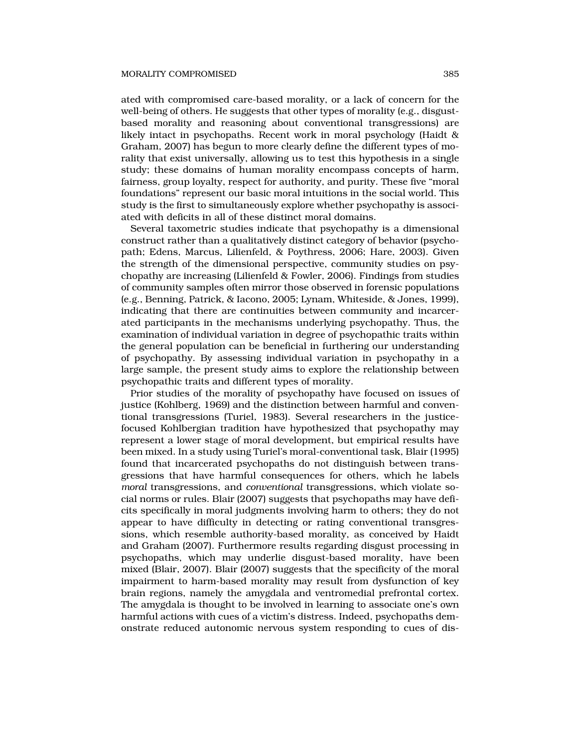ated with compromised care-based morality, or a lack of concern for the well-being of others. He suggests that other types of morality (e.g., disgust-based morality and reasoning about conventional transgressions) are likely intact in psychopaths. Recent work in moral psychology (Haidt & Graham, 2007) has begun to more clearly define the different types of morality that exist universally, allowing us to test this hypothesis in a single study; these domains of human morality encompass concepts of harm, fairness, group loyalty, respect for authority, and purity. These five "moral foundations" represent our basic moral intuitions in the social world. This study is the first to simultaneously explore whether psychopathy is associated with deficits in all of these distinct moral domains.

Several taxometric studies indicate that psychopathy is a dimensional construct rather than a qualitatively distinct category of behavior (psychopath; Edens, Marcus, Lilienfeld, & Poythress, 2006; Hare, 2003). Given the strength of the dimensional perspective, community studies on psychopathy are increasing (Lilienfeld & Fowler, 2006). Findings from studies of community samples often mirror those observed in forensic populations (e.g., Benning, Patrick, & Iacono, 2005; Lynam, Whiteside, & Jones, 1999), indicating that there are continuities between community and incarcerated participants in the mechanisms underlying psychopathy. Thus, the examination of individual variation in degree of psychopathic traits within the general population can be beneficial in furthering our understanding of psychopathy. By assessing individual variation in psychopathy in a large sample, the present study aims to explore the relationship between psychopathic traits and different types of morality.

Prior studies of the morality of psychopathy have focused on issues of justice (Kohlberg, 1969) and the distinction between harmful and conventional transgressions (Turiel, 1983). Several researchers in the justice-focused Kohlbergian tradition have hypothesized that psychopathy may represent a lower stage of moral development, but empirical results have been mixed. In a study using Turiel's moral-conventional task, Blair (1995) found that incarcerated psychopaths do not distinguish between transgressions that have harmful consequences for others, which he labels *moral* transgressions, and *conventional* transgressions, which violate social norms or rules. Blair (2007) suggests that psychopaths may have deficits specifically in moral judgments involving harm to others; they do not appear to have difficulty in detecting or rating conventional transgressions, which resemble authority-based morality, as conceived by Haidt and Graham (2007). Furthermore results regarding disgust processing in psychopaths, which may underlie disgust-based morality, have been mixed (Blair, 2007). Blair (2007) suggests that the specificity of the moral impairment to harm-based morality may result from dysfunction of key brain regions, namely the amygdala and ventromedial prefrontal cortex. The amygdala is thought to be involved in learning to associate one's own harmful actions with cues of a victim's distress. Indeed, psychopaths demonstrate reduced autonomic nervous system responding to cues of dis-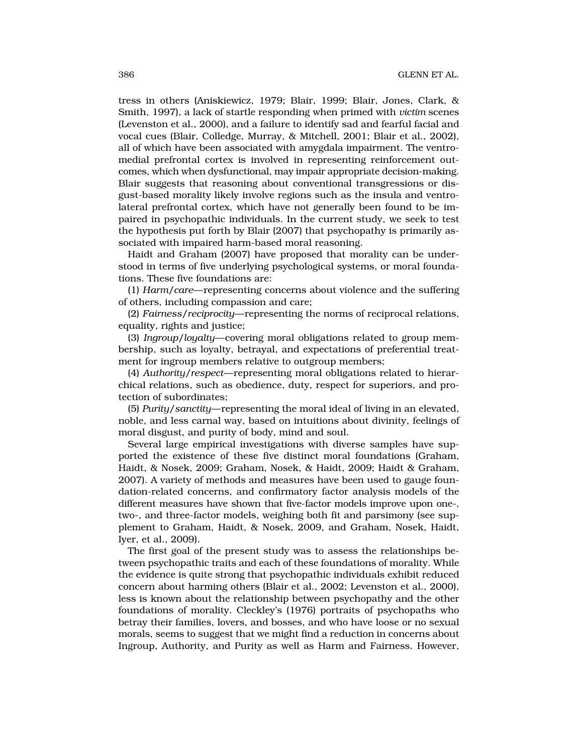tress in others (Aniskiewicz, 1979; Blair, 1999; Blair, Jones, Clark, & Smith, 1997), a lack of startle responding when primed with *victim* scenes (Levenston et al., 2000), and a failure to identify sad and fearful facial and vocal cues (Blair, Colledge, Murray, & Mitchell, 2001; Blair et al., 2002), all of which have been associated with amygdala impairment. The ventromedial prefrontal cortex is involved in representing reinforcement outcomes, which when dysfunctional, may impair appropriate decision-making. Blair suggests that reasoning about conventional transgressions or disgust-based morality likely involve regions such as the insula and ventrolateral prefrontal cortex, which have not generally been found to be impaired in psychopathic individuals. In the current study, we seek to test the hypothesis put forth by Blair (2007) that psychopathy is primarily associated with impaired harm-based moral reasoning.

Haidt and Graham (2007) have proposed that morality can be understood in terms of five underlying psychological systems, or moral foundations. These five foundations are:

(1) *Harm/care*—representing concerns about violence and the suffering of others, including compassion and care;

(2) *Fairness/reciprocity*—representing the norms of reciprocal relations, equality, rights and justice;

(3) *Ingroup/loyalty*—covering moral obligations related to group membership, such as loyalty, betrayal, and expectations of preferential treatment for ingroup members relative to outgroup members;

(4) *Authority/respect*—representing moral obligations related to hierarchical relations, such as obedience, duty, respect for superiors, and protection of subordinates;

(5) *Purity/sanctity*—representing the moral ideal of living in an elevated, noble, and less carnal way, based on intuitions about divinity, feelings of moral disgust, and purity of body, mind and soul.

Several large empirical investigations with diverse samples have supported the existence of these five distinct moral foundations (Graham, Haidt, & Nosek, 2009; Graham, Nosek, & Haidt, 2009; Haidt & Graham, 2007). A variety of methods and measures have been used to gauge foundation-related concerns, and confirmatory factor analysis models of the different measures have shown that five-factor models improve upon one-, two-, and three-factor models, weighing both fit and parsimony (see supplement to Graham, Haidt, & Nosek, 2009, and Graham, Nosek, Haidt, Iyer, et al., 2009).

The first goal of the present study was to assess the relationships between psychopathic traits and each of these foundations of morality. While the evidence is quite strong that psychopathic individuals exhibit reduced concern about harming others (Blair et al., 2002; Levenston et al., 2000), less is known about the relationship between psychopathy and the other foundations of morality. Cleckley's (1976) portraits of psychopaths who betray their families, lovers, and bosses, and who have loose or no sexual morals, seems to suggest that we might find a reduction in concerns about Ingroup, Authority, and Purity as well as Harm and Fairness. However,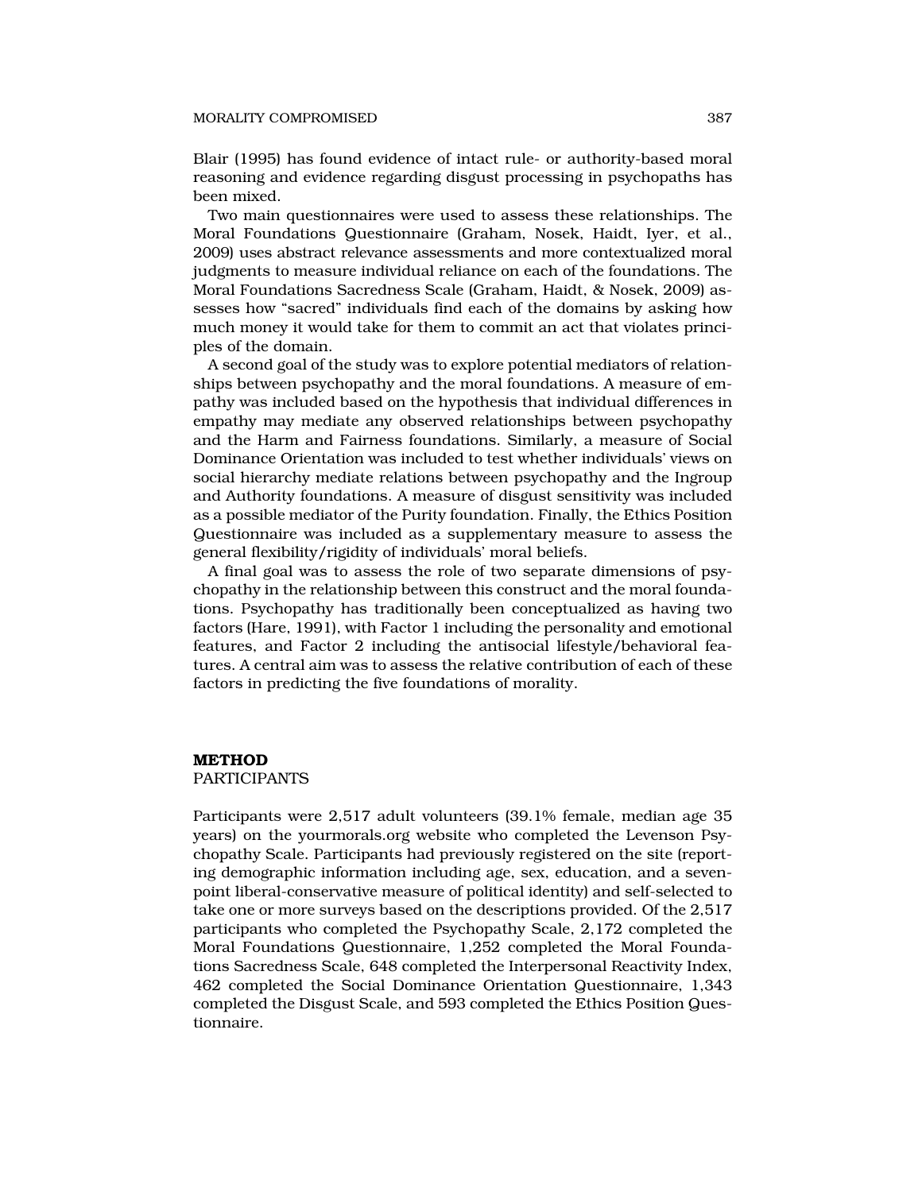Blair (1995) has found evidence of intact rule- or authority-based moral reasoning and evidence regarding disgust processing in psychopaths has been mixed.

Two main questionnaires were used to assess these relationships. The Moral Foundations Questionnaire (Graham, Nosek, Haidt, Iyer, et al., 2009) uses abstract relevance assessments and more contextualized moral judgments to measure individual reliance on each of the foundations. The Moral Foundations Sacredness Scale (Graham, Haidt, & Nosek, 2009) assesses how "sacred" individuals find each of the domains by asking how much money it would take for them to commit an act that violates principles of the domain.

A second goal of the study was to explore potential mediators of relationships between psychopathy and the moral foundations. A measure of empathy was included based on the hypothesis that individual differences in empathy may mediate any observed relationships between psychopathy and the Harm and Fairness foundations. Similarly, a measure of Social Dominance Orientation was included to test whether individuals' views on social hierarchy mediate relations between psychopathy and the Ingroup and Authority foundations. A measure of disgust sensitivity was included as a possible mediator of the Purity foundation. Finally, the Ethics Position Questionnaire was included as a supplementary measure to assess the general flexibility/rigidity of individuals' moral beliefs.

A final goal was to assess the role of two separate dimensions of psychopathy in the relationship between this construct and the moral foundations. Psychopathy has traditionally been conceptualized as having two factors (Hare, 1991), with Factor 1 including the personality and emotional features, and Factor 2 including the antisocial lifestyle/behavioral features. A central aim was to assess the relative contribution of each of these factors in predicting the five foundations of morality.

# METHOD

## PARTICIPANTS

Participants were 2,517 adult volunteers (39.1% female, median age 35 years) on the yourmorals.org website who completed the Levenson Psychopathy Scale. Participants had previously registered on the site (reporting demographic information including age, sex, education, and a seven-point liberal-conservative measure of political identity) and self-selected to take one or more surveys based on the descriptions provided. Of the 2,517 participants who completed the Psychopathy Scale, 2,172 completed the Moral Foundations Questionnaire, 1,252 completed the Moral Foundations Sacredness Scale, 648 completed the Interpersonal Reactivity Index, 462 completed the Social Dominance Orientation Questionnaire, 1,343 completed the Disgust Scale, and 593 completed the Ethics Position Questionnaire.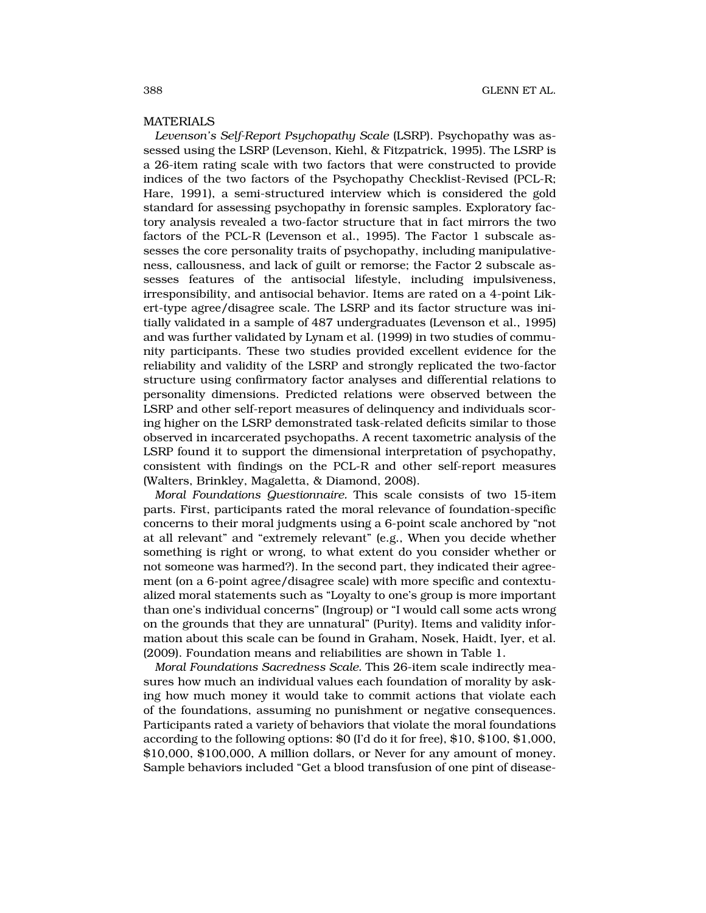## MATERIALS

*Levenson's Self-Report Psychopathy Scale* (LSRP). Psychopathy was assessed using the LSRP (Levenson, Kiehl, & Fitzpatrick, 1995). The LSRP is a 26-item rating scale with two factors that were constructed to provide indices of the two factors of the Psychopathy Checklist-Revised (PCL-R; Hare, 1991), a semi-structured interview which is considered the gold standard for assessing psychopathy in forensic samples. Exploratory factory analysis revealed a two-factor structure that in fact mirrors the two factors of the PCL-R (Levenson et al., 1995). The Factor 1 subscale assesses the core personality traits of psychopathy, including manipulativeness, callousness, and lack of guilt or remorse; the Factor 2 subscale assesses features of the antisocial lifestyle, including impulsiveness, irresponsibility, and antisocial behavior. Items are rated on a 4-point Likert-type agree/disagree scale. The LSRP and its factor structure was initially validated in a sample of 487 undergraduates (Levenson et al., 1995) and was further validated by Lynam et al. (1999) in two studies of community participants. These two studies provided excellent evidence for the reliability and validity of the LSRP and strongly replicated the two-factor structure using confirmatory factor analyses and differential relations to personality dimensions. Predicted relations were observed between the LSRP and other self-report measures of delinquency and individuals scoring higher on the LSRP demonstrated task-related deficits similar to those observed in incarcerated psychopaths. A recent taxometric analysis of the LSRP found it to support the dimensional interpretation of psychopathy, consistent with findings on the PCL-R and other self-report measures (Walters, Brinkley, Magaletta, & Diamond, 2008).

*Moral Foundations Questionnaire.* This scale consists of two 15-item parts. First, participants rated the moral relevance of foundation-specific concerns to their moral judgments using a 6-point scale anchored by "not at all relevant" and "extremely relevant" (e.g., When you decide whether something is right or wrong, to what extent do you consider whether or not someone was harmed?). In the second part, they indicated their agreement (on a 6-point agree/disagree scale) with more specific and contextualized moral statements such as "Loyalty to one's group is more important than one's individual concerns" (Ingroup) or "I would call some acts wrong on the grounds that they are unnatural" (Purity). Items and validity information about this scale can be found in Graham, Nosek, Haidt, Iyer, et al. (2009). Foundation means and reliabilities are shown in Table 1.

*Moral Foundations Sacredness Scale.* This 26-item scale indirectly measures how much an individual values each foundation of morality by asking how much money it would take to commit actions that violate each of the foundations, assuming no punishment or negative consequences. Participants rated a variety of behaviors that violate the moral foundations according to the following options: $0 (I'd do it for free), $10, $100, $1,000, $10,000, $100,000, A million dollars, or Never for any amount of money. Sample behaviors included "Get a blood transfusion of one pint of disease-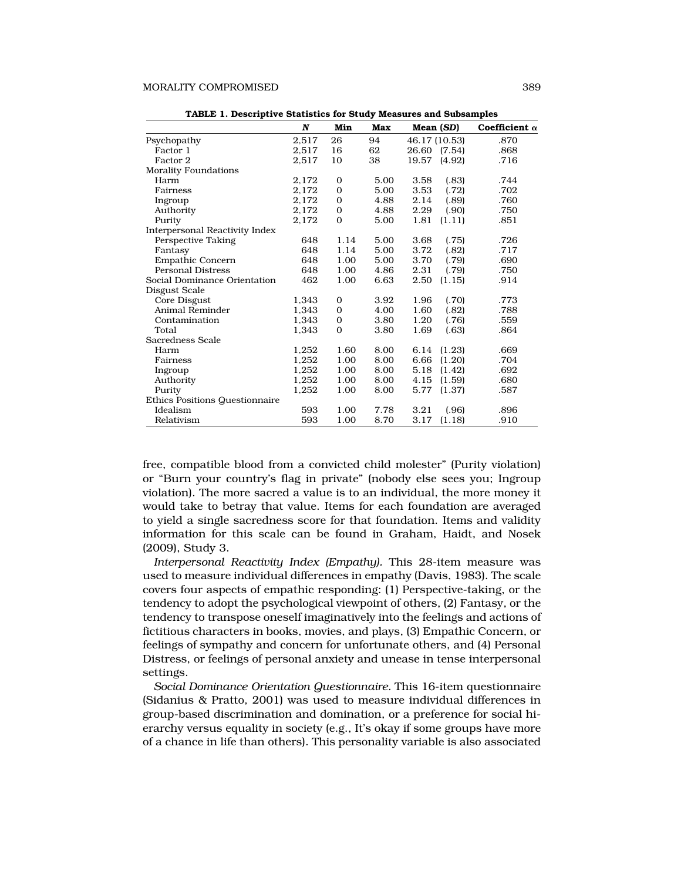**TABLE 1. Descriptive Statistics for Study Measures and Subsamples**

| | *N* | Min | Max | Mean (*SD*) | Coefficient α |
|---|---|---|---|---|---|
| Psychopathy | 2,517 | 26 | 94 | 46.17 (10.53) | .870 |
| Factor 1 | 2,517 | 16 | 62 | 26.60 (7.54) | .868 |
| Factor 2 | 2,517 | 10 | 38 | 19.57 (4.92) | .716 |
| Morality Foundations | | | | | |
| Harm | 2,172 | 0 | 5.00 | 3.58 (.83) | .744 |
| Fairness | 2,172 | 0 | 5.00 | 3.53 (.72) | .702 |
| Ingroup | 2,172 | 0 | 4.88 | 2.14 (.89) | .760 |
| Authority | 2,172 | 0 | 4.88 | 2.29 (.90) | .750 |
| Purity | 2,172 | 0 | 5.00 | 1.81 (1.11) | .851 |
| Interpersonal Reactivity Index | | | | | |
| Perspective Taking | 648 | 1.14 | 5.00 | 3.68 (.75) | .726 |
| Fantasy | 648 | 1.14 | 5.00 | 3.72 (.82) | .717 |
| Empathic Concern | 648 | 1.00 | 5.00 | 3.70 (.79) | .690 |
| Personal Distress | 648 | 1.00 | 4.86 | 2.31 (.79) | .750 |
| Social Dominance Orientation | 462 | 1.00 | 6.63 | 2.50 (1.15) | .914 |
| Disgust Scale | | | | | |
| Core Disgust | 1,343 | 0 | 3.92 | 1.96 (.70) | .773 |
| Animal Reminder | 1,343 | 0 | 4.00 | 1.60 (.82) | .788 |
| Contamination | 1,343 | 0 | 3.80 | 1.20 (.76) | .559 |
| Total | 1,343 | 0 | 3.80 | 1.69 (.63) | .864 |
| Sacredness Scale | | | | | |
| Harm | 1,252 | 1.60 | 8.00 | 6.14 (1.23) | .669 |
| Fairness | 1,252 | 1.00 | 8.00 | 6.66 (1.20) | .704 |
| Ingroup | 1,252 | 1.00 | 8.00 | 5.18 (1.42) | .692 |
| Authority | 1,252 | 1.00 | 8.00 | 4.15 (1.59) | .680 |
| Purity | 1,252 | 1.00 | 8.00 | 5.77 (1.37) | .587 |
| Ethics Positions Questionnaire | | | | | |
| Idealism | 593 | 1.00 | 7.78 | 3.21 (.96) | .896 |
| Relativism | 593 | 1.00 | 8.70 | 3.17 (1.18) | .910 |

free, compatible blood from a convicted child molester" (Purity violation) or "Burn your country's flag in private" (nobody else sees you; Ingroup violation). The more sacred a value is to an individual, the more money it would take to betray that value. Items for each foundation are averaged to yield a single sacredness score for that foundation. Items and validity information for this scale can be found in Graham, Haidt, and Nosek (2009), Study 3.

*Interpersonal Reactivity Index (Empathy).* This 28-item measure was used to measure individual differences in empathy (Davis, 1983). The scale covers four aspects of empathic responding: (1) Perspective-taking, or the tendency to adopt the psychological viewpoint of others, (2) Fantasy, or the tendency to transpose oneself imaginatively into the feelings and actions of fictitious characters in books, movies, and plays, (3) Empathic Concern, or feelings of sympathy and concern for unfortunate others, and (4) Personal Distress, or feelings of personal anxiety and unease in tense interpersonal settings.

*Social Dominance Orientation Questionnaire.* This 16-item questionnaire (Sidanius & Pratto, 2001) was used to measure individual differences in group-based discrimination and domination, or a preference for social hierarchy versus equality in society (e.g., It's okay if some groups have more of a chance in life than others). This personality variable is also associated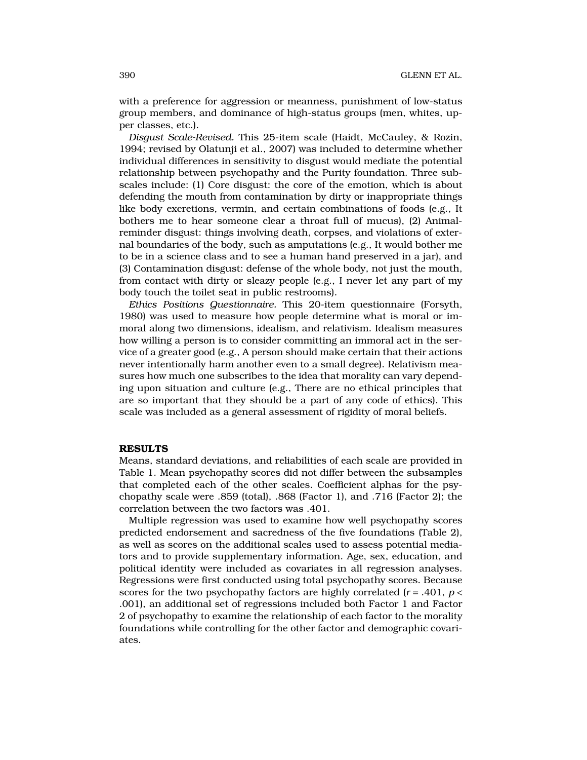with a preference for aggression or meanness, punishment of low-status group members, and dominance of high-status groups (men, whites, upper classes, etc.).

*Disgust Scale-Revised.* This 25-item scale (Haidt, McCauley, & Rozin, 1994; revised by Olatunji et al., 2007) was included to determine whether individual differences in sensitivity to disgust would mediate the potential relationship between psychopathy and the Purity foundation. Three subscales include: (1) Core disgust: the core of the emotion, which is about defending the mouth from contamination by dirty or inappropriate things like body excretions, vermin, and certain combinations of foods (e.g., It bothers me to hear someone clear a throat full of mucus), (2) Animal-reminder disgust: things involving death, corpses, and violations of external boundaries of the body, such as amputations (e.g., It would bother me to be in a science class and to see a human hand preserved in a jar), and (3) Contamination disgust: defense of the whole body, not just the mouth, from contact with dirty or sleazy people (e.g., I never let any part of my body touch the toilet seat in public restrooms).

*Ethics Positions Questionnaire.* This 20-item questionnaire (Forsyth, 1980) was used to measure how people determine what is moral or immoral along two dimensions, idealism, and relativism. Idealism measures how willing a person is to consider committing an immoral act in the service of a greater good (e.g., A person should make certain that their actions never intentionally harm another even to a small degree). Relativism measures how much one subscribes to the idea that morality can vary depending upon situation and culture (e.g., There are no ethical principles that are so important that they should be a part of any code of ethics). This scale was included as a general assessment of rigidity of moral beliefs.

## RESULTS

Means, standard deviations, and reliabilities of each scale are provided in Table 1. Mean psychopathy scores did not differ between the subsamples that completed each of the other scales. Coefficient alphas for the psychopathy scale were .859 (total), .868 (Factor 1), and .716 (Factor 2); the correlation between the two factors was .401.

Multiple regression was used to examine how well psychopathy scores predicted endorsement and sacredness of the five foundations (Table 2), as well as scores on the additional scales used to assess potential mediators and to provide supplementary information. Age, sex, education, and political identity were included as covariates in all regression analyses. Regressions were first conducted using total psychopathy scores. Because scores for the two psychopathy factors are highly correlated ($r = .401$, $p < .001$), an additional set of regressions included both Factor 1 and Factor 2 of psychopathy to examine the relationship of each factor to the morality foundations while controlling for the other factor and demographic covariates.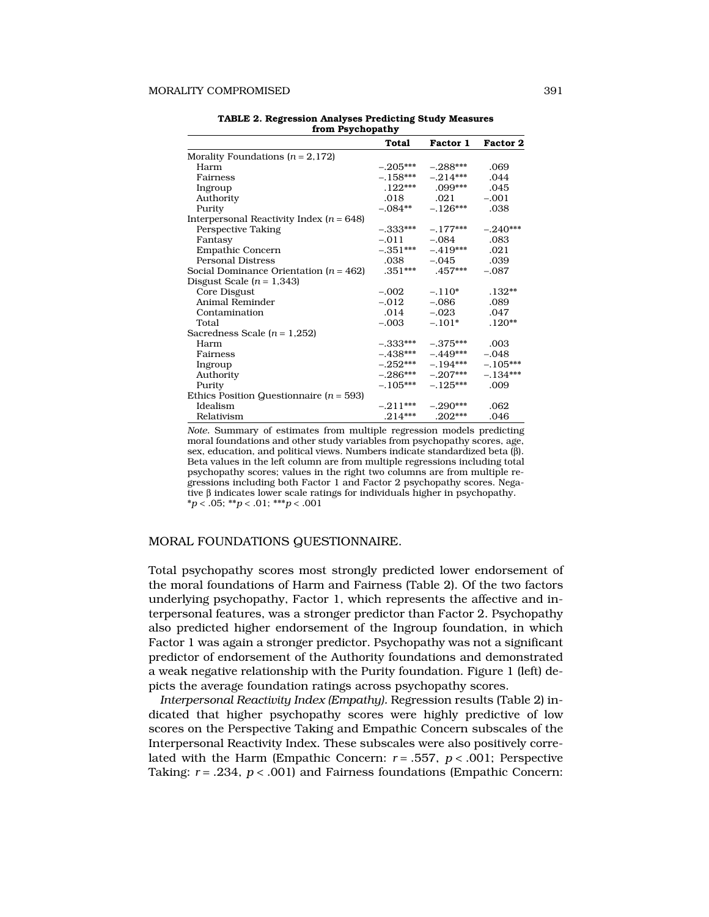**TABLE 2. Regression Analyses Predicting Study Measures from Psychopathy**

| | Total | Factor 1 | Factor 2 |
|---|---|---|---|
| Morality Foundations ($n = 2,172$) | | | |
| Harm | –.205*** | –.288*** | .069 |
| Fairness | –.158*** | –.214*** | .044 |
| Ingroup | .122*** | .099*** | .045 |
| Authority | .018 | .021 | –.001 |
| Purity | –.084** | –.126*** | .038 |
| Interpersonal Reactivity Index ($n = 648$) | | | |
| Perspective Taking | –.333*** | –.177*** | –.240*** |
| Fantasy | –.011 | –.084 | .083 |
| Empathic Concern | –.351*** | –.419*** | .021 |
| Personal Distress | .038 | –.045 | .039 |
| Social Dominance Orientation ($n = 462$) | .351*** | .457*** | –.087 |
| Disgust Scale ($n = 1,343$) | | | |
| Core Disgust | –.002 | –.110* | .132** |
| Animal Reminder | –.012 | –.086 | .089 |
| Contamination | .014 | –.023 | .047 |
| Total | –.003 | –.101* | .120** |
| Sacredness Scale ($n = 1,252$) | | | |
| Harm | –.333*** | –.375*** | .003 |
| Fairness | –.438*** | –.449*** | –.048 |
| Ingroup | –.252*** | –.194*** | –.105*** |
| Authority | –.286*** | –.207*** | –.134*** |
| Purity | –.105*** | –.125*** | .009 |
| Ethics Position Questionnaire ($n = 593$) | | | |
| Idealism | –.211*** | –.290*** | .062 |
| Relativism | .214*** | .202*** | .046 |

*Note.* Summary of estimates from multiple regression models predicting moral foundations and other study variables from psychopathy scores, age, sex, education, and political views. Numbers indicate standardized beta (β). Beta values in the left column are from multiple regressions including total psychopathy scores; values in the right two columns are from multiple regressions including both Factor 1 and Factor 2 psychopathy scores. Negative β indicates lower scale ratings for individuals higher in psychopathy. *$p < .05$; **$p < .01$; ***$p < .001$

## MORAL FOUNDATIONS QUESTIONNAIRE.

Total psychopathy scores most strongly predicted lower endorsement of the moral foundations of Harm and Fairness (Table 2). Of the two factors underlying psychopathy, Factor 1, which represents the affective and interpersonal features, was a stronger predictor than Factor 2. Psychopathy also predicted higher endorsement of the Ingroup foundation, in which Factor 1 was again a stronger predictor. Psychopathy was not a significant predictor of endorsement of the Authority foundations and demonstrated a weak negative relationship with the Purity foundation. Figure 1 (left) depicts the average foundation ratings across psychopathy scores.

*Interpersonal Reactivity Index (Empathy).* Regression results (Table 2) indicated that higher psychopathy scores were highly predictive of low scores on the Perspective Taking and Empathic Concern subscales of the Interpersonal Reactivity Index. These subscales were also positively correlated with the Harm (Empathic Concern: $r = .557$, $p < .001$; Perspective Taking: $r = .234$, $p < .001$) and Fairness foundations (Empathic Concern: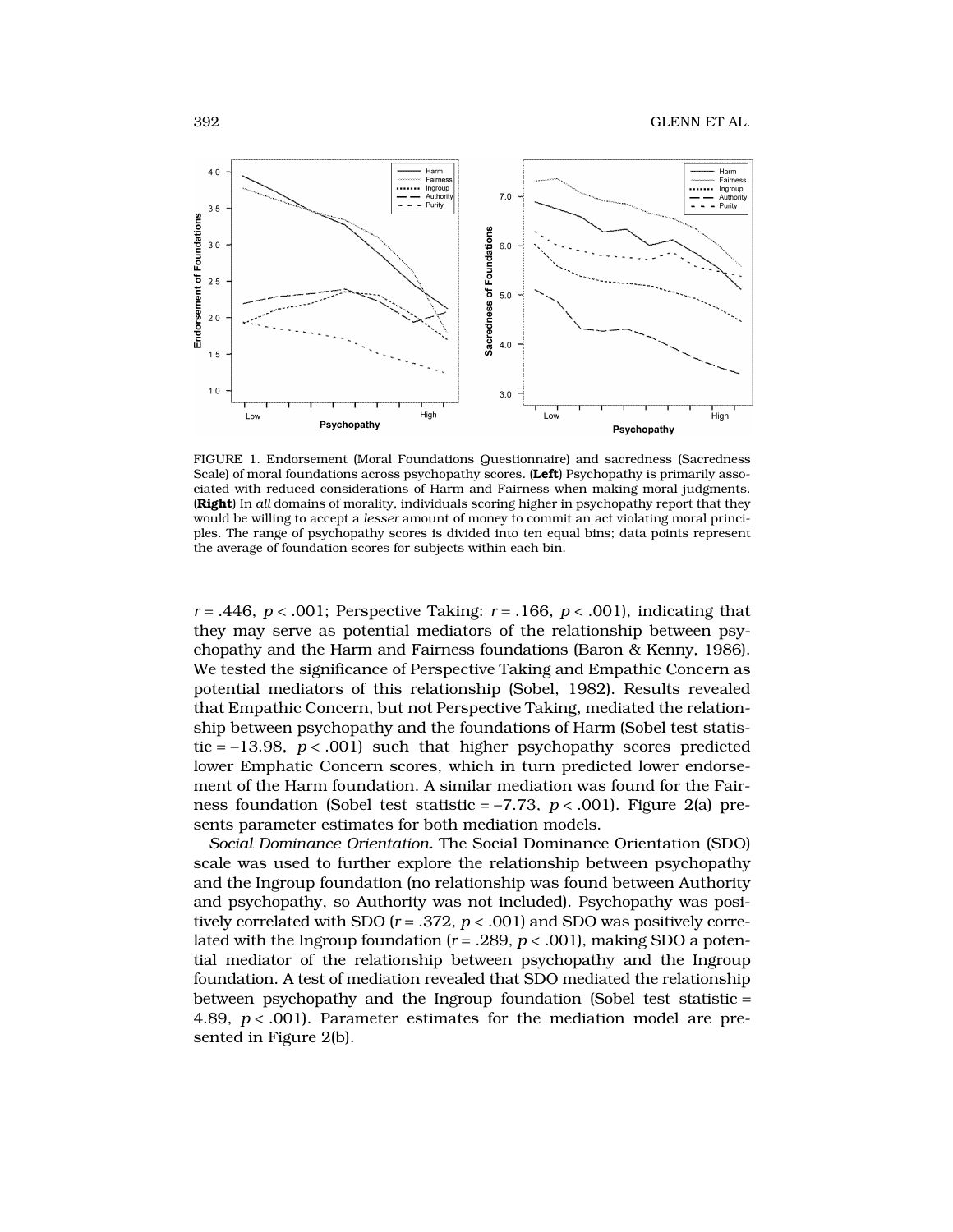FIGURE 1. Endorsement (Moral Foundations Questionnaire) and sacredness (Sacredness Scale) of moral foundations across psychopathy scores. (**Left**) Psychopathy is primarily associated with reduced considerations of Harm and Fairness when making moral judgments. (**Right**) In *all* domains of morality, individuals scoring higher in psychopathy report that they would be willing to accept a *lesser* amount of money to commit an act violating moral principles. The range of psychopathy scores is divided into ten equal bins; data points represent the average of foundation scores for subjects within each bin.

$r = .446$, $p < .001$; Perspective Taking: $r = .166$, $p < .001$), indicating that they may serve as potential mediators of the relationship between psychopathy and the Harm and Fairness foundations (Baron & Kenny, 1986). We tested the significance of Perspective Taking and Empathic Concern as potential mediators of this relationship (Sobel, 1982). Results revealed that Empathic Concern, but not Perspective Taking, mediated the relationship between psychopathy and the foundations of Harm (Sobel test statistic = −13.98, $p < .001$) such that higher psychopathy scores predicted lower Emphatic Concern scores, which in turn predicted lower endorsement of the Harm foundation. A similar mediation was found for the Fairness foundation (Sobel test statistic = −7.73, $p < .001$). Figure 2(a) presents parameter estimates for both mediation models.

*Social Dominance Orientation.* The Social Dominance Orientation (SDO) scale was used to further explore the relationship between psychopathy and the Ingroup foundation (no relationship was found between Authority and psychopathy, so Authority was not included). Psychopathy was positively correlated with SDO ($r = .372$, $p < .001$) and SDO was positively correlated with the Ingroup foundation ($r = .289$, $p < .001$), making SDO a potential mediator of the relationship between psychopathy and the Ingroup foundation. A test of mediation revealed that SDO mediated the relationship between psychopathy and the Ingroup foundation (Sobel test statistic = 4.89, $p < .001$). Parameter estimates for the mediation model are presented in Figure 2(b).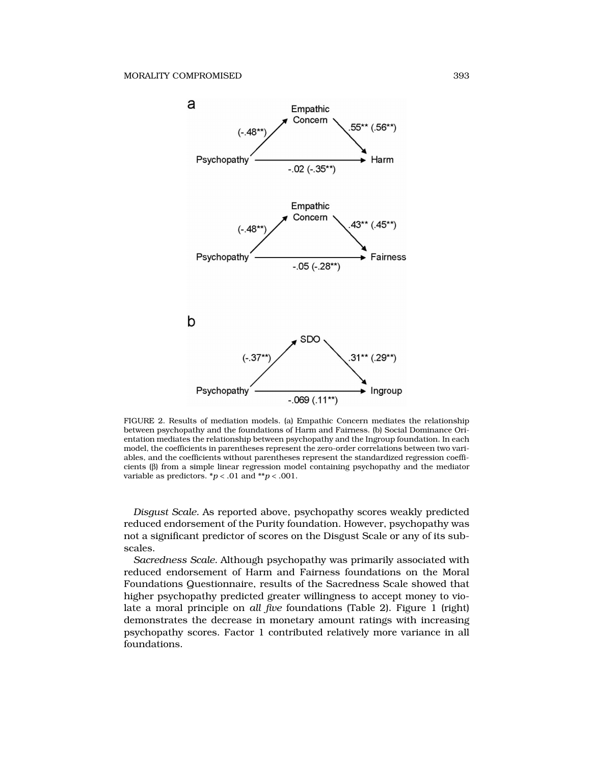FIGURE 2. Results of mediation models. (a) Empathic Concern mediates the relationship between psychopathy and the foundations of Harm and Fairness. (b) Social Dominance Orientation mediates the relationship between psychopathy and the Ingroup foundation. In each model, the coefficients in parentheses represent the zero-order correlations between two variables, and the coefficients without parentheses represent the standardized regression coefficients (β) from a simple linear regression model containing psychopathy and the mediator variable as predictors. $^*p < .01$ and $^{**}p < .001$.

*Disgust Scale.* As reported above, psychopathy scores weakly predicted reduced endorsement of the Purity foundation. However, psychopathy was not a significant predictor of scores on the Disgust Scale or any of its subscales.

*Sacredness Scale.* Although psychopathy was primarily associated with reduced endorsement of Harm and Fairness foundations on the Moral Foundations Questionnaire, results of the Sacredness Scale showed that higher psychopathy predicted greater willingness to accept money to violate a moral principle on *all five* foundations (Table 2). Figure 1 (right) demonstrates the decrease in monetary amount ratings with increasing psychopathy scores. Factor 1 contributed relatively more variance in all foundations.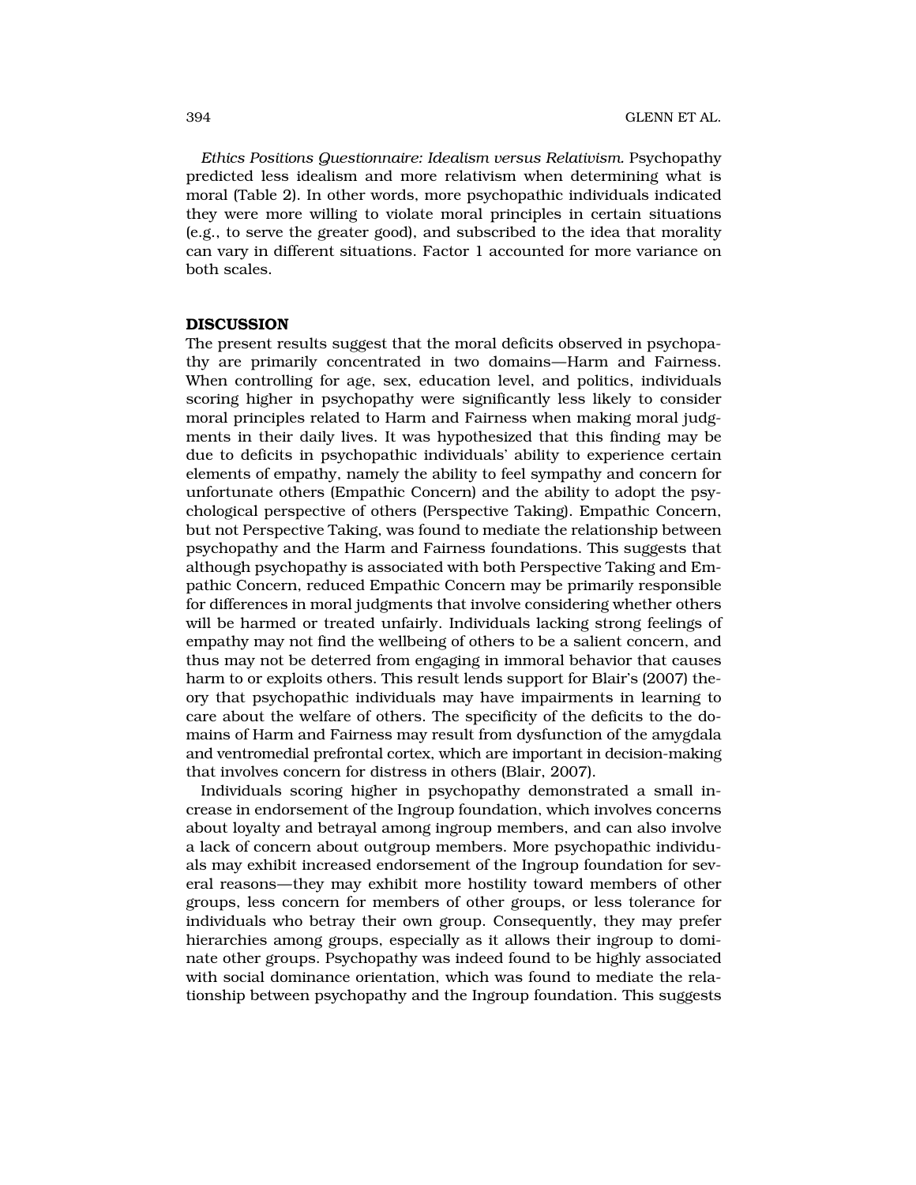*Ethics Positions Questionnaire: Idealism versus Relativism.* Psychopathy predicted less idealism and more relativism when determining what is moral (Table 2). In other words, more psychopathic individuals indicated they were more willing to violate moral principles in certain situations (e.g., to serve the greater good), and subscribed to the idea that morality can vary in different situations. Factor 1 accounted for more variance on both scales.

## DISCUSSION

The present results suggest that the moral deficits observed in psychopathy are primarily concentrated in two domains—Harm and Fairness. When controlling for age, sex, education level, and politics, individuals scoring higher in psychopathy were significantly less likely to consider moral principles related to Harm and Fairness when making moral judgments in their daily lives. It was hypothesized that this finding may be due to deficits in psychopathic individuals' ability to experience certain elements of empathy, namely the ability to feel sympathy and concern for unfortunate others (Empathic Concern) and the ability to adopt the psychological perspective of others (Perspective Taking). Empathic Concern, but not Perspective Taking, was found to mediate the relationship between psychopathy and the Harm and Fairness foundations. This suggests that although psychopathy is associated with both Perspective Taking and Empathic Concern, reduced Empathic Concern may be primarily responsible for differences in moral judgments that involve considering whether others will be harmed or treated unfairly. Individuals lacking strong feelings of empathy may not find the wellbeing of others to be a salient concern, and thus may not be deterred from engaging in immoral behavior that causes harm to or exploits others. This result lends support for Blair's (2007) theory that psychopathic individuals may have impairments in learning to care about the welfare of others. The specificity of the deficits to the domains of Harm and Fairness may result from dysfunction of the amygdala and ventromedial prefrontal cortex, which are important in decision-making that involves concern for distress in others (Blair, 2007).

Individuals scoring higher in psychopathy demonstrated a small increase in endorsement of the Ingroup foundation, which involves concerns about loyalty and betrayal among ingroup members, and can also involve a lack of concern about outgroup members. More psychopathic individuals may exhibit increased endorsement of the Ingroup foundation for several reasons—they may exhibit more hostility toward members of other groups, less concern for members of other groups, or less tolerance for individuals who betray their own group. Consequently, they may prefer hierarchies among groups, especially as it allows their ingroup to dominate other groups. Psychopathy was indeed found to be highly associated with social dominance orientation, which was found to mediate the relationship between psychopathy and the Ingroup foundation. This suggests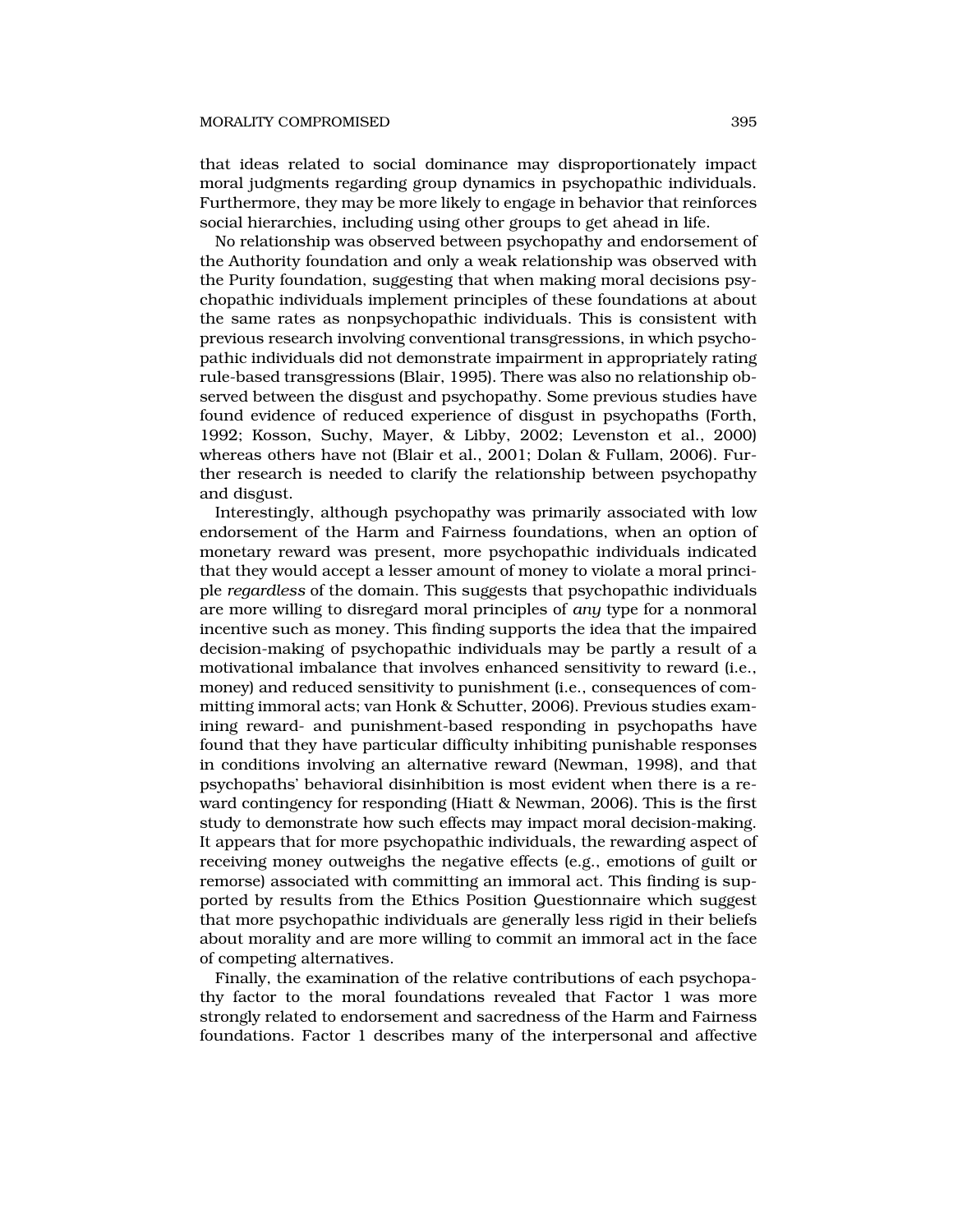that ideas related to social dominance may disproportionately impact moral judgments regarding group dynamics in psychopathic individuals. Furthermore, they may be more likely to engage in behavior that reinforces social hierarchies, including using other groups to get ahead in life.

No relationship was observed between psychopathy and endorsement of the Authority foundation and only a weak relationship was observed with the Purity foundation, suggesting that when making moral decisions psychopathic individuals implement principles of these foundations at about the same rates as nonpsychopathic individuals. This is consistent with previous research involving conventional transgressions, in which psychopathic individuals did not demonstrate impairment in appropriately rating rule-based transgressions (Blair, 1995). There was also no relationship observed between the disgust and psychopathy. Some previous studies have found evidence of reduced experience of disgust in psychopaths (Forth, 1992; Kosson, Suchy, Mayer, & Libby, 2002; Levenston et al., 2000) whereas others have not (Blair et al., 2001; Dolan & Fullam, 2006). Further research is needed to clarify the relationship between psychopathy and disgust.

Interestingly, although psychopathy was primarily associated with low endorsement of the Harm and Fairness foundations, when an option of monetary reward was present, more psychopathic individuals indicated that they would accept a lesser amount of money to violate a moral principle *regardless* of the domain. This suggests that psychopathic individuals are more willing to disregard moral principles of *any* type for a nonmoral incentive such as money. This finding supports the idea that the impaired decision-making of psychopathic individuals may be partly a result of a motivational imbalance that involves enhanced sensitivity to reward (i.e., money) and reduced sensitivity to punishment (i.e., consequences of committing immoral acts; van Honk & Schutter, 2006). Previous studies examining reward- and punishment-based responding in psychopaths have found that they have particular difficulty inhibiting punishable responses in conditions involving an alternative reward (Newman, 1998), and that psychopaths' behavioral disinhibition is most evident when there is a reward contingency for responding (Hiatt & Newman, 2006). This is the first study to demonstrate how such effects may impact moral decision-making. It appears that for more psychopathic individuals, the rewarding aspect of receiving money outweighs the negative effects (e.g., emotions of guilt or remorse) associated with committing an immoral act. This finding is supported by results from the Ethics Position Questionnaire which suggest that more psychopathic individuals are generally less rigid in their beliefs about morality and are more willing to commit an immoral act in the face of competing alternatives.

Finally, the examination of the relative contributions of each psychopathy factor to the moral foundations revealed that Factor 1 was more strongly related to endorsement and sacredness of the Harm and Fairness foundations. Factor 1 describes many of the interpersonal and affective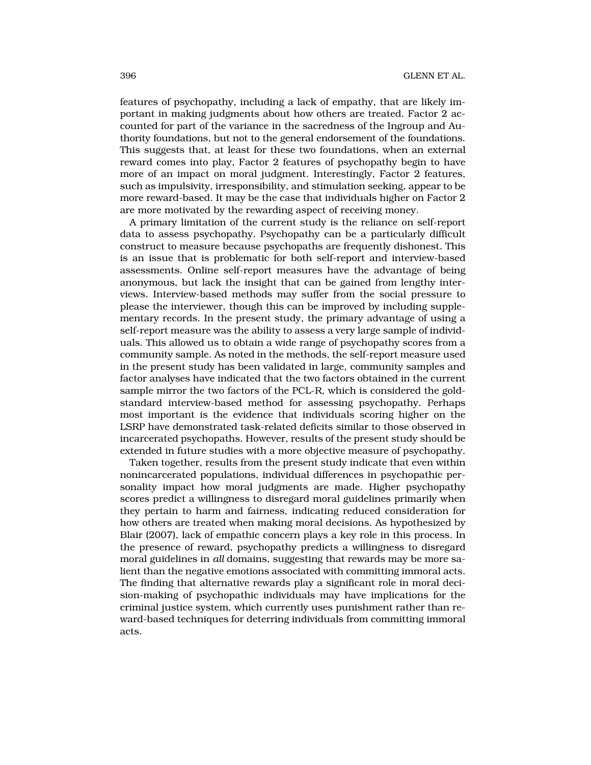features of psychopathy, including a lack of empathy, that are likely important in making judgments about how others are treated. Factor 2 accounted for part of the variance in the sacredness of the Ingroup and Authority foundations, but not to the general endorsement of the foundations. This suggests that, at least for these two foundations, when an external reward comes into play, Factor 2 features of psychopathy begin to have more of an impact on moral judgment. Interestingly, Factor 2 features, such as impulsivity, irresponsibility, and stimulation seeking, appear to be more reward-based. It may be the case that individuals higher on Factor 2 are more motivated by the rewarding aspect of receiving money.

A primary limitation of the current study is the reliance on self-report data to assess psychopathy. Psychopathy can be a particularly difficult construct to measure because psychopaths are frequently dishonest. This is an issue that is problematic for both self-report and interview-based assessments. Online self-report measures have the advantage of being anonymous, but lack the insight that can be gained from lengthy interviews. Interview-based methods may suffer from the social pressure to please the interviewer, though this can be improved by including supplementary records. In the present study, the primary advantage of using a self-report measure was the ability to assess a very large sample of individuals. This allowed us to obtain a wide range of psychopathy scores from a community sample. As noted in the methods, the self-report measure used in the present study has been validated in large, community samples and factor analyses have indicated that the two factors obtained in the current sample mirror the two factors of the PCL-R, which is considered the gold-standard interview-based method for assessing psychopathy. Perhaps most important is the evidence that individuals scoring higher on the LSRP have demonstrated task-related deficits similar to those observed in incarcerated psychopaths. However, results of the present study should be extended in future studies with a more objective measure of psychopathy.

Taken together, results from the present study indicate that even within nonincarcerated populations, individual differences in psychopathic personality impact how moral judgments are made. Higher psychopathy scores predict a willingness to disregard moral guidelines primarily when they pertain to harm and fairness, indicating reduced consideration for how others are treated when making moral decisions. As hypothesized by Blair (2007), lack of empathic concern plays a key role in this process. In the presence of reward, psychopathy predicts a willingness to disregard moral guidelines in *all* domains, suggesting that rewards may be more salient than the negative emotions associated with committing immoral acts. The finding that alternative rewards play a significant role in moral decision-making of psychopathic individuals may have implications for the criminal justice system, which currently uses punishment rather than reward-based techniques for deterring individuals from committing immoral acts.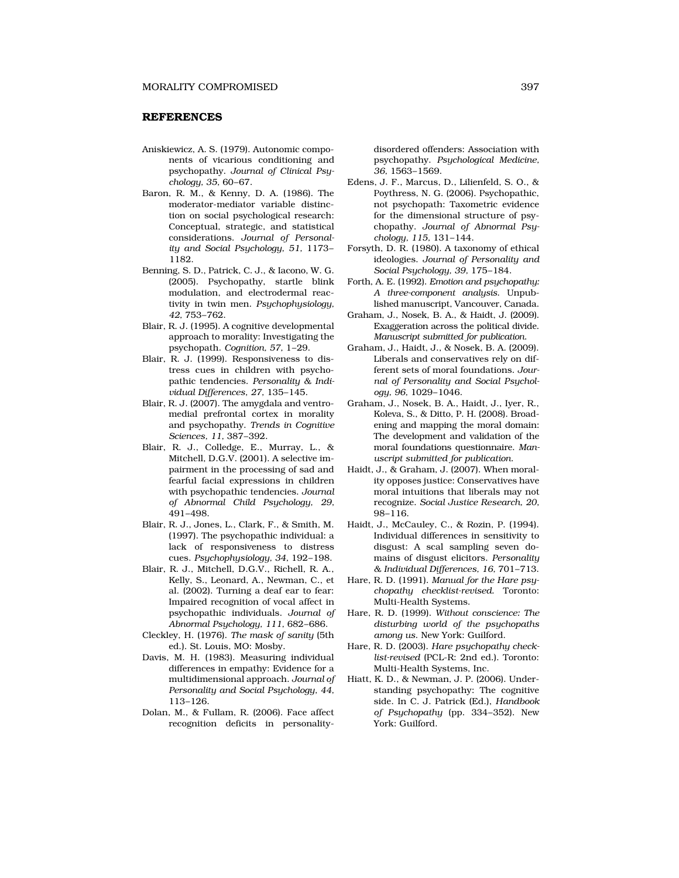## REFERENCES

Aniskiewicz, A. S. (1979). Autonomic components of vicarious conditioning and psychopathy. *Journal of Clinical Psychology, 35*, 60–67.

Baron, R. M., & Kenny, D. A. (1986). The moderator-mediator variable distinction on social psychological research: Conceptual, strategic, and statistical considerations. *Journal of Personality and Social Psychology, 51*, 1173–1182.

Benning, S. D., Patrick, C. J., & Iacono, W. G. (2005). Psychopathy, startle blink modulation, and electrodermal reactivity in twin men. *Psychophysiology, 42*, 753–762.

Blair, R. J. (1995). A cognitive developmental approach to morality: Investigating the psychopath. *Cognition, 57*, 1–29.

Blair, R. J. (1999). Responsiveness to distress cues in children with psychopathic tendencies. *Personality & Individual Differences, 27*, 135–145.

Blair, R. J. (2007). The amygdala and ventromedial prefrontal cortex in morality and psychopathy. *Trends in Cognitive Sciences, 11*, 387–392.

Blair, R. J., Colledge, E., Murray, L., & Mitchell, D.G.V. (2001). A selective impairment in the processing of sad and fearful facial expressions in children with psychopathic tendencies. *Journal of Abnormal Child Psychology, 29*, 491–498.

Blair, R. J., Jones, L., Clark, F., & Smith, M. (1997). The psychopathic individual: a lack of responsiveness to distress cues. *Psychophysiology, 34*, 192–198.

Blair, R. J., Mitchell, D.G.V., Richell, R. A., Kelly, S., Leonard, A., Newman, C., et al. (2002). Turning a deaf ear to fear: Impaired recognition of vocal affect in psychopathic individuals. *Journal of Abnormal Psychology, 111*, 682–686.

Cleckley, H. (1976). *The mask of sanity* (5th ed.). St. Louis, MO: Mosby.

Davis, M. H. (1983). Measuring individual differences in empathy: Evidence for a multidimensional approach. *Journal of Personality and Social Psychology, 44*, 113–126.

Dolan, M., & Fullam, R. (2006). Face affect recognition deficits in personality-disordered offenders: Association with psychopathy. *Psychological Medicine, 36*, 1563–1569.

Edens, J. F., Marcus, D., Lilienfeld, S. O., & Poythress, N. G. (2006). Psychopathic, not psychopath: Taxometric evidence for the dimensional structure of psychopathy. *Journal of Abnormal Psychology, 115*, 131–144.

Forsyth, D. R. (1980). A taxonomy of ethical ideologies. *Journal of Personality and Social Psychology, 39*, 175–184.

Forth, A. E. (1992). *Emotion and psychopathy: A three-component analysis.* Unpublished manuscript, Vancouver, Canada.

Graham, J., Nosek, B. A., & Haidt, J. (2009). Exaggeration across the political divide. *Manuscript submitted for publication.*

Graham, J., Haidt, J., & Nosek, B. A. (2009). Liberals and conservatives rely on different sets of moral foundations. *Journal of Personality and Social Psychology, 96*, 1029–1046.

Graham, J., Nosek, B. A., Haidt, J., Iyer, R., Koleva, S., & Ditto, P. H. (2008). Broadening and mapping the moral domain: The development and validation of the moral foundations questionnaire. *Manuscript submitted for publication.*

Haidt, J., & Graham, J. (2007). When morality opposes justice: Conservatives have moral intuitions that liberals may not recognize. *Social Justice Research, 20*, 98–116.

Haidt, J., McCauley, C., & Rozin, P. (1994). Individual differences in sensitivity to disgust: A scal sampling seven domains of disgust elicitors. *Personality & Individual Differences, 16*, 701–713.

Hare, R. D. (1991). *Manual for the Hare psychopathy checklist-revised.* Toronto: Multi-Health Systems.

Hare, R. D. (1999). *Without conscience: The disturbing world of the psychopaths among us.* New York: Guilford.

Hare, R. D. (2003). *Hare psychopathy checklist-revised* (PCL-R: 2nd ed.). Toronto: Multi-Health Systems, Inc.

Hiatt, K. D., & Newman, J. P. (2006). Understanding psychopathy: The cognitive side. In C. J. Patrick (Ed.), *Handbook of Psychopathy* (pp. 334–352). New York: Guilford.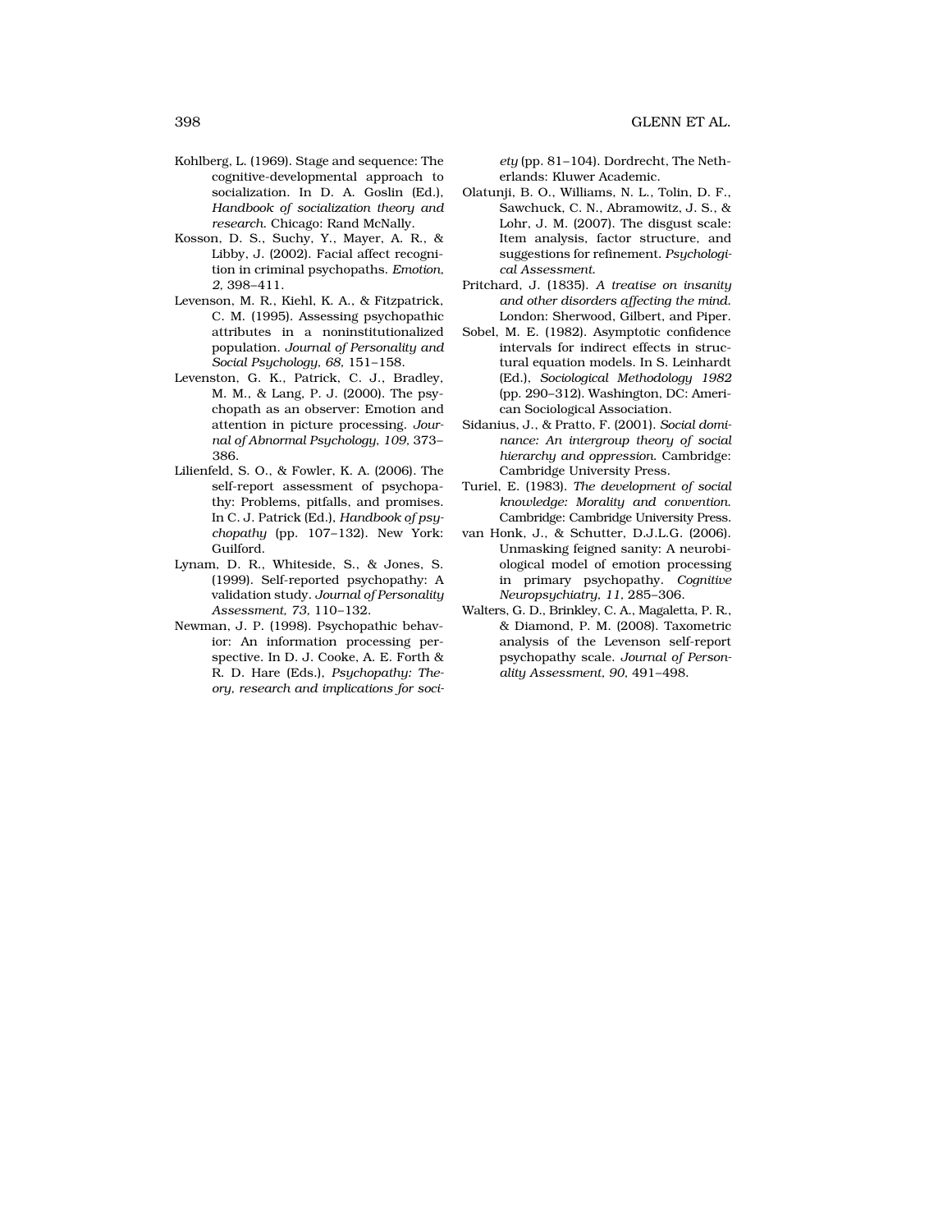Kohlberg, L. (1969). Stage and sequence: The cognitive-developmental approach to socialization. In D. A. Goslin (Ed.), *Handbook of socialization theory and research*. Chicago: Rand McNally.

Kosson, D. S., Suchy, Y., Mayer, A. R., & Libby, J. (2002). Facial affect recognition in criminal psychopaths. *Emotion, 2*, 398–411.

Levenson, M. R., Kiehl, K. A., & Fitzpatrick, C. M. (1995). Assessing psychopathic attributes in a noninstitutionalized population. *Journal of Personality and Social Psychology, 68*, 151–158.

Levenston, G. K., Patrick, C. J., Bradley, M. M., & Lang, P. J. (2000). The psychopath as an observer: Emotion and attention in picture processing. *Journal of Abnormal Psychology, 109*, 373–386.

Lilienfeld, S. O., & Fowler, K. A. (2006). The self-report assessment of psychopathy: Problems, pitfalls, and promises. In C. J. Patrick (Ed.), *Handbook of psychopathy* (pp. 107–132). New York: Guilford.

Lynam, D. R., Whiteside, S., & Jones, S. (1999). Self-reported psychopathy: A validation study. *Journal of Personality Assessment, 73*, 110–132.

Newman, J. P. (1998). Psychopathic behavior: An information processing perspective. In D. J. Cooke, A. E. Forth & R. D. Hare (Eds.), *Psychopathy: Theory, research and implications for society* (pp. 81–104). Dordrecht, The Netherlands: Kluwer Academic.

Olatunji, B. O., Williams, N. L., Tolin, D. F., Sawchuck, C. N., Abramowitz, J. S., & Lohr, J. M. (2007). The disgust scale: Item analysis, factor structure, and suggestions for refinement. *Psychological Assessment.*

Pritchard, J. (1835). *A treatise on insanity and other disorders affecting the mind*. London: Sherwood, Gilbert, and Piper.

Sobel, M. E. (1982). Asymptotic confidence intervals for indirect effects in structural equation models. In S. Leinhardt (Ed.), *Sociological Methodology 1982* (pp. 290–312). Washington, DC: American Sociological Association.

Sidanius, J., & Pratto, F. (2001). *Social dominance: An intergroup theory of social hierarchy and oppression*. Cambridge: Cambridge University Press.

Turiel, E. (1983). *The development of social knowledge: Morality and convention*. Cambridge: Cambridge University Press.

van Honk, J., & Schutter, D.J.L.G. (2006). Unmasking feigned sanity: A neurobiological model of emotion processing in primary psychopathy. *Cognitive Neuropsychiatry, 11*, 285–306.

Walters, G. D., Brinkley, C. A., Magaletta, P. R., & Diamond, P. M. (2008). Taxometric analysis of the Levenson self-report psychopathy scale. *Journal of Personality Assessment, 90*, 491–498.